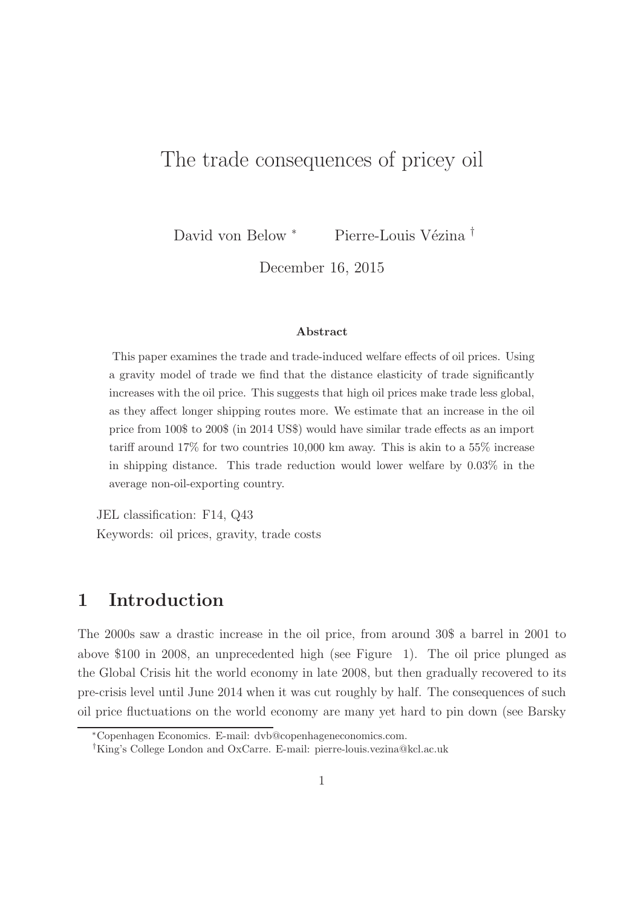# The trade consequences of pricey oil

David von Below [*] Pierre-Louis Vézina [†]

December 16, 2015

**Abstract**

This paper examines the trade and trade-induced welfare effects of oil prices. Using a gravity model of trade we find that the distance elasticity of trade significantly increases with the oil price. This suggests that high oil prices make trade less global, as they affect longer shipping routes more. We estimate that an increase in the oil price from 100$ to 200$ (in 2014 US$) would have similar trade effects as an import tariff around 17% for two countries 10,000 km away. This is akin to a 55% increase in shipping distance. This trade reduction would lower welfare by 0.03% in the average non-oil-exporting country.

JEL classification: F14, Q43

Keywords: oil prices, gravity, trade costs

## 1 Introduction

The 2000s saw a drastic increase in the oil price, from around 30$ a barrel in 2001 to above $100 in 2008, an unprecedented high (see Figure 1). The oil price plunged as the Global Crisis hit the world economy in late 2008, but then gradually recovered to its pre-crisis level until June 2014 when it was cut roughly by half. The consequences of such oil price fluctuations on the world economy are many yet hard to pin down (see Barsky

[*] Copenhagen Economics. E-mail: dvb@copenhageneconomics.com.

[†] King's College London and OxCarre. E-mail: pierre-louis.vezina@kcl.ac.uk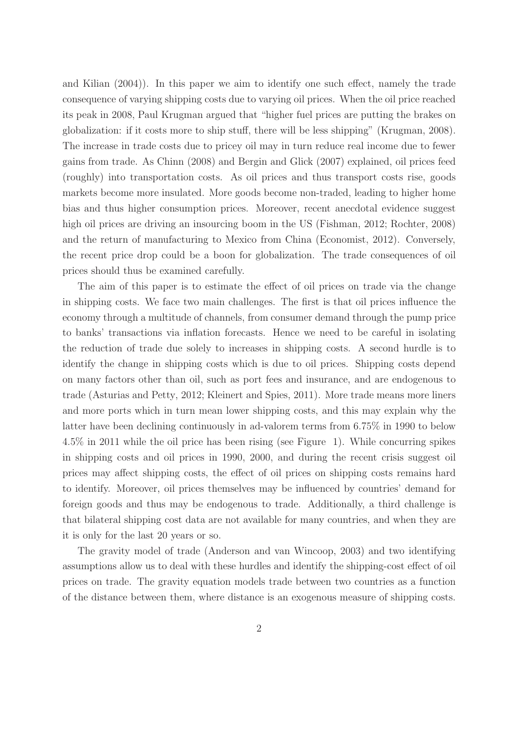and Kilian (2004)). In this paper we aim to identify one such effect, namely the trade consequence of varying shipping costs due to varying oil prices. When the oil price reached its peak in 2008, Paul Krugman argued that "higher fuel prices are putting the brakes on globalization: if it costs more to ship stuff, there will be less shipping" (Krugman, 2008). The increase in trade costs due to pricey oil may in turn reduce real income due to fewer gains from trade. As Chinn (2008) and Bergin and Glick (2007) explained, oil prices feed (roughly) into transportation costs. As oil prices and thus transport costs rise, goods markets become more insulated. More goods become non-traded, leading to higher home bias and thus higher consumption prices. Moreover, recent anecdotal evidence suggest high oil prices are driving an insourcing boom in the US (Fishman, 2012; Rochter, 2008) and the return of manufacturing to Mexico from China (Economist, 2012). Conversely, the recent price drop could be a boon for globalization. The trade consequences of oil prices should thus be examined carefully.

The aim of this paper is to estimate the effect of oil prices on trade via the change in shipping costs. We face two main challenges. The first is that oil prices influence the economy through a multitude of channels, from consumer demand through the pump price to banks' transactions via inflation forecasts. Hence we need to be careful in isolating the reduction of trade due solely to increases in shipping costs. A second hurdle is to identify the change in shipping costs which is due to oil prices. Shipping costs depend on many factors other than oil, such as port fees and insurance, and are endogenous to trade (Asturias and Petty, 2012; Kleinert and Spies, 2011). More trade means more liners and more ports which in turn mean lower shipping costs, and this may explain why the latter have been declining continuously in ad-valorem terms from 6.75% in 1990 to below 4.5% in 2011 while the oil price has been rising (see Figure 1). While concurring spikes in shipping costs and oil prices in 1990, 2000, and during the recent crisis suggest oil prices may affect shipping costs, the effect of oil prices on shipping costs remains hard to identify. Moreover, oil prices themselves may be influenced by countries' demand for foreign goods and thus may be endogenous to trade. Additionally, a third challenge is that bilateral shipping cost data are not available for many countries, and when they are it is only for the last 20 years or so.

The gravity model of trade (Anderson and van Wincoop, 2003) and two identifying assumptions allow us to deal with these hurdles and identify the shipping-cost effect of oil prices on trade. The gravity equation models trade between two countries as a function of the distance between them, where distance is an exogenous measure of shipping costs.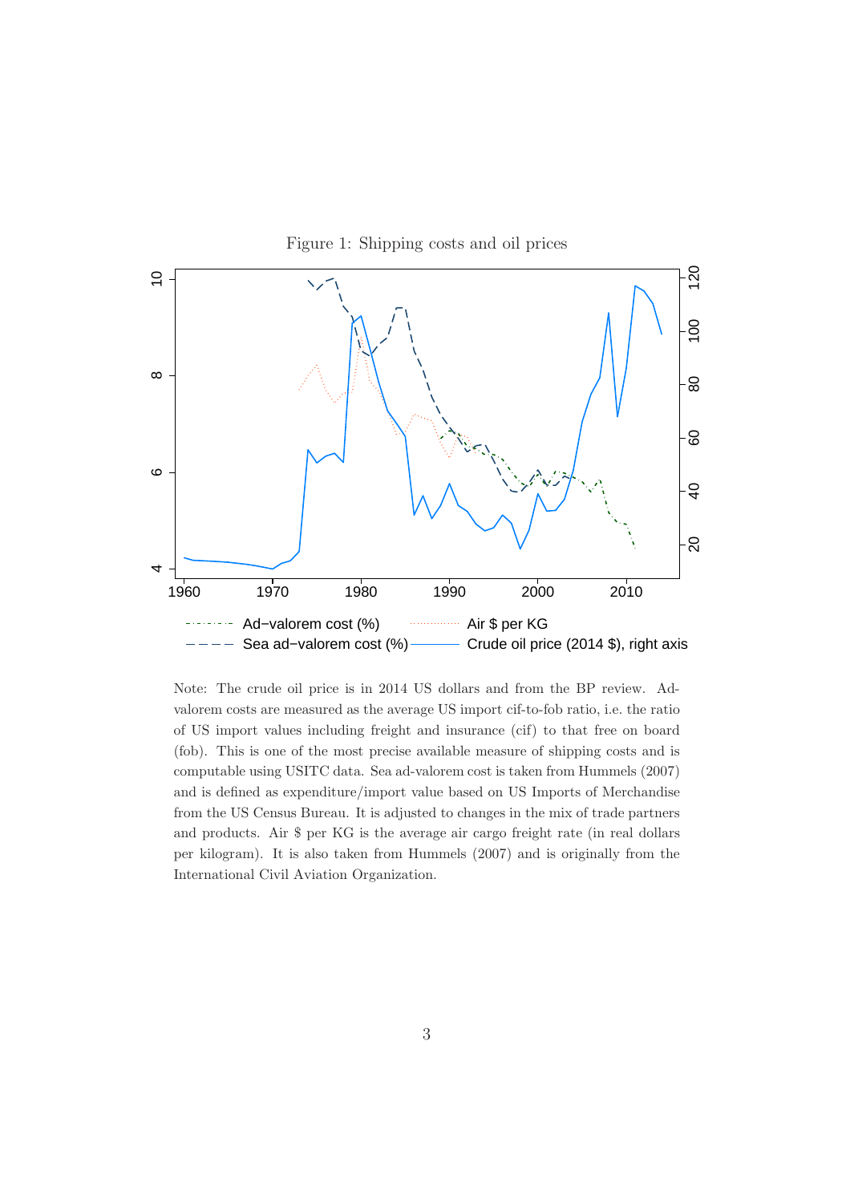Figure 1: Shipping costs and oil prices

Note: The crude oil price is in 2014 US dollars and from the BP review. Ad-valorem costs are measured as the average US import cif-to-fob ratio, i.e. the ratio of US import values including freight and insurance (cif) to that free on board (fob). This is one of the most precise available measure of shipping costs and is computable using USITC data. Sea ad-valorem cost is taken from Hummels (2007) and is defined as expenditure/import value based on US Imports of Merchandise from the US Census Bureau. It is adjusted to changes in the mix of trade partners and products. Air $ per KG is the average air cargo freight rate (in real dollars per kilogram). It is also taken from Hummels (2007) and is originally from the International Civil Aviation Organization.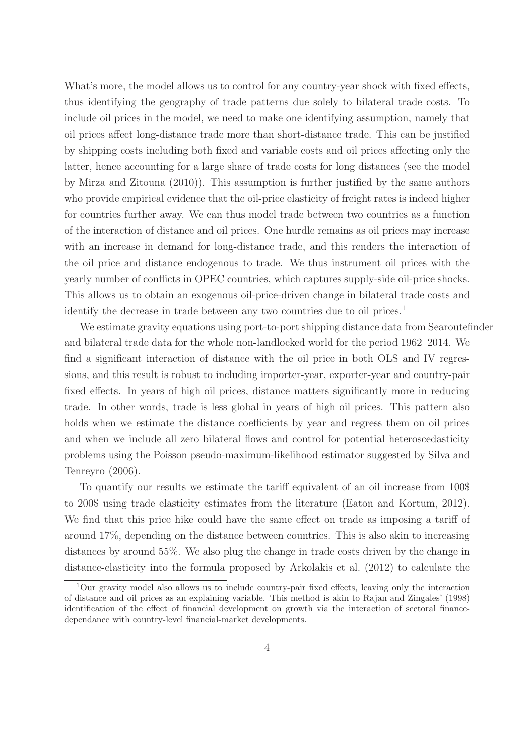What's more, the model allows us to control for any country-year shock with fixed effects, thus identifying the geography of trade patterns due solely to bilateral trade costs. To include oil prices in the model, we need to make one identifying assumption, namely that oil prices affect long-distance trade more than short-distance trade. This can be justified by shipping costs including both fixed and variable costs and oil prices affecting only the latter, hence accounting for a large share of trade costs for long distances (see the model by Mirza and Zitouna (2010)). This assumption is further justified by the same authors who provide empirical evidence that the oil-price elasticity of freight rates is indeed higher for countries further away. We can thus model trade between two countries as a function of the interaction of distance and oil prices. One hurdle remains as oil prices may increase with an increase in demand for long-distance trade, and this renders the interaction of the oil price and distance endogenous to trade. We thus instrument oil prices with the yearly number of conflicts in OPEC countries, which captures supply-side oil-price shocks. This allows us to obtain an exogenous oil-price-driven change in bilateral trade costs and identify the decrease in trade between any two countries due to oil prices.[1]

We estimate gravity equations using port-to-port shipping distance data from Searoutefinder and bilateral trade data for the whole non-landlocked world for the period 1962–2014. We find a significant interaction of distance with the oil price in both OLS and IV regressions, and this result is robust to including importer-year, exporter-year and country-pair fixed effects. In years of high oil prices, distance matters significantly more in reducing trade. In other words, trade is less global in years of high oil prices. This pattern also holds when we estimate the distance coefficients by year and regress them on oil prices and when we include all zero bilateral flows and control for potential heteroscedasticity problems using the Poisson pseudo-maximum-likelihood estimator suggested by Silva and Tenreyro (2006).

To quantify our results we estimate the tariff equivalent of an oil increase from 100$ to 200$ using trade elasticity estimates from the literature (Eaton and Kortum, 2012). We find that this price hike could have the same effect on trade as imposing a tariff of around 17%, depending on the distance between countries. This is also akin to increasing distances by around 55%. We also plug the change in trade costs driven by the change in distance-elasticity into the formula proposed by Arkolakis et al. (2012) to calculate the

[1] Our gravity model also allows us to include country-pair fixed effects, leaving only the interaction of distance and oil prices as an explaining variable. This method is akin to Rajan and Zingales' (1998) identification of the effect of financial development on growth via the interaction of sectoral finance-dependance with country-level financial-market developments.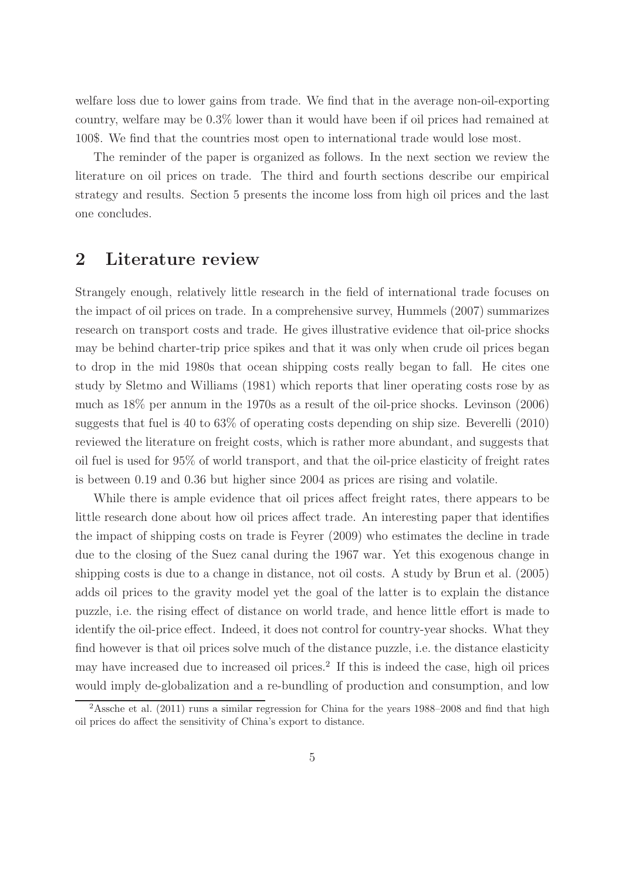welfare loss due to lower gains from trade. We find that in the average non-oil-exporting country, welfare may be 0.3% lower than it would have been if oil prices had remained at 100$. We find that the countries most open to international trade would lose most.

The reminder of the paper is organized as follows. In the next section we review the literature on oil prices on trade. The third and fourth sections describe our empirical strategy and results. Section 5 presents the income loss from high oil prices and the last one concludes.

## 2 Literature review

Strangely enough, relatively little research in the field of international trade focuses on the impact of oil prices on trade. In a comprehensive survey, Hummels (2007) summarizes research on transport costs and trade. He gives illustrative evidence that oil-price shocks may be behind charter-trip price spikes and that it was only when crude oil prices began to drop in the mid 1980s that ocean shipping costs really began to fall. He cites one study by Sletmo and Williams (1981) which reports that liner operating costs rose by as much as 18% per annum in the 1970s as a result of the oil-price shocks. Levinson (2006) suggests that fuel is 40 to 63% of operating costs depending on ship size. Beverelli (2010) reviewed the literature on freight costs, which is rather more abundant, and suggests that oil fuel is used for 95% of world transport, and that the oil-price elasticity of freight rates is between 0.19 and 0.36 but higher since 2004 as prices are rising and volatile.

While there is ample evidence that oil prices affect freight rates, there appears to be little research done about how oil prices affect trade. An interesting paper that identifies the impact of shipping costs on trade is Feyrer (2009) who estimates the decline in trade due to the closing of the Suez canal during the 1967 war. Yet this exogenous change in shipping costs is due to a change in distance, not oil costs. A study by Brun et al. (2005) adds oil prices to the gravity model yet the goal of the latter is to explain the distance puzzle, i.e. the rising effect of distance on world trade, and hence little effort is made to identify the oil-price effect. Indeed, it does not control for country-year shocks. What they find however is that oil prices solve much of the distance puzzle, i.e. the distance elasticity may have increased due to increased oil prices.[2] If this is indeed the case, high oil prices would imply de-globalization and a re-bundling of production and consumption, and low

[2] Assche et al. (2011) runs a similar regression for China for the years 1988–2008 and find that high oil prices do affect the sensitivity of China's export to distance.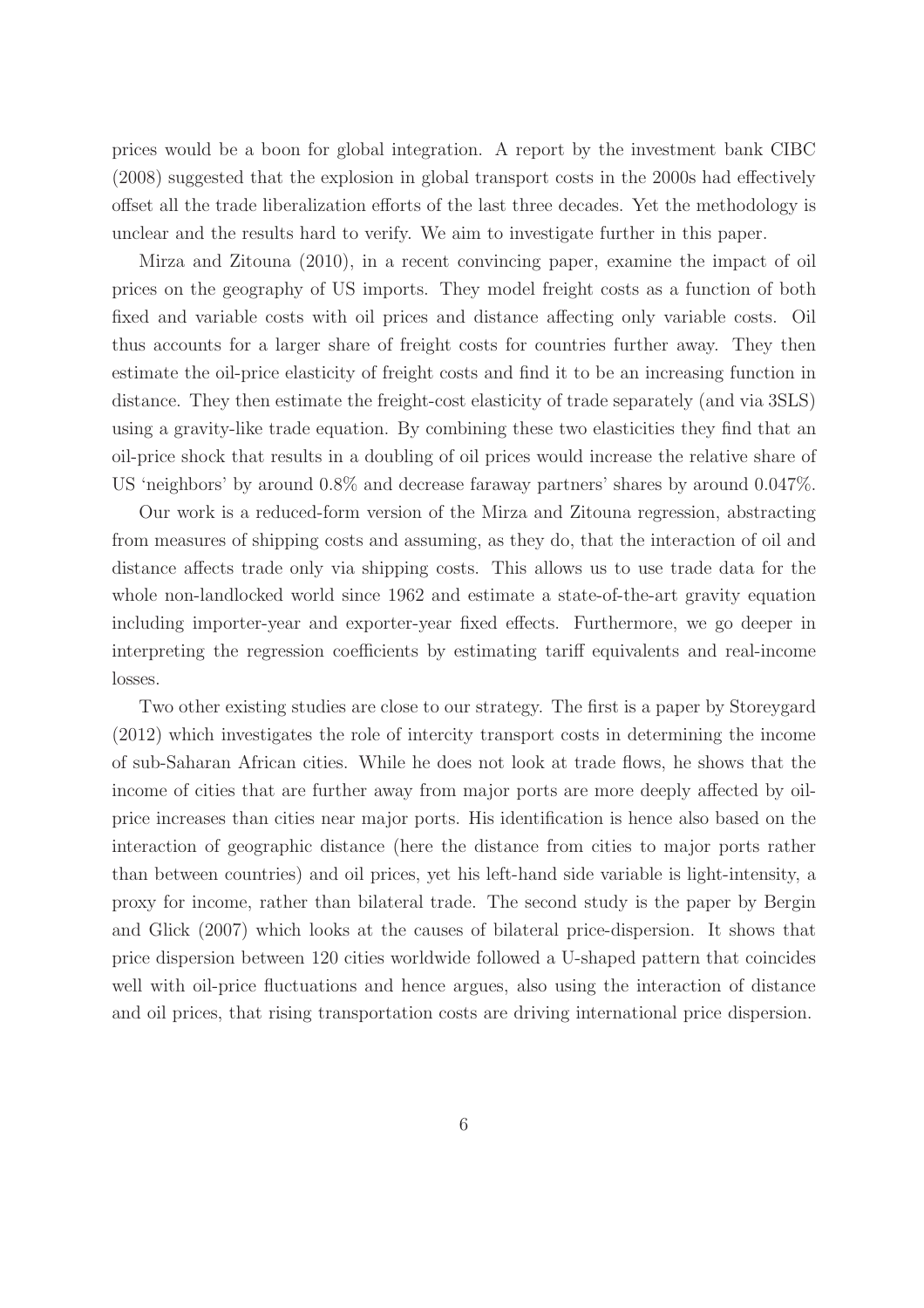prices would be a boon for global integration. A report by the investment bank CIBC (2008) suggested that the explosion in global transport costs in the 2000s had effectively offset all the trade liberalization efforts of the last three decades. Yet the methodology is unclear and the results hard to verify. We aim to investigate further in this paper.

Mirza and Zitouna (2010), in a recent convincing paper, examine the impact of oil prices on the geography of US imports. They model freight costs as a function of both fixed and variable costs with oil prices and distance affecting only variable costs. Oil thus accounts for a larger share of freight costs for countries further away. They then estimate the oil-price elasticity of freight costs and find it to be an increasing function in distance. They then estimate the freight-cost elasticity of trade separately (and via 3SLS) using a gravity-like trade equation. By combining these two elasticities they find that an oil-price shock that results in a doubling of oil prices would increase the relative share of US 'neighbors' by around 0.8% and decrease faraway partners' shares by around 0.047%.

Our work is a reduced-form version of the Mirza and Zitouna regression, abstracting from measures of shipping costs and assuming, as they do, that the interaction of oil and distance affects trade only via shipping costs. This allows us to use trade data for the whole non-landlocked world since 1962 and estimate a state-of-the-art gravity equation including importer-year and exporter-year fixed effects. Furthermore, we go deeper in interpreting the regression coefficients by estimating tariff equivalents and real-income losses.

Two other existing studies are close to our strategy. The first is a paper by Storeygard (2012) which investigates the role of intercity transport costs in determining the income of sub-Saharan African cities. While he does not look at trade flows, he shows that the income of cities that are further away from major ports are more deeply affected by oil-price increases than cities near major ports. His identification is hence also based on the interaction of geographic distance (here the distance from cities to major ports rather than between countries) and oil prices, yet his left-hand side variable is light-intensity, a proxy for income, rather than bilateral trade. The second study is the paper by Bergin and Glick (2007) which looks at the causes of bilateral price-dispersion. It shows that price dispersion between 120 cities worldwide followed a U-shaped pattern that coincides well with oil-price fluctuations and hence argues, also using the interaction of distance and oil prices, that rising transportation costs are driving international price dispersion.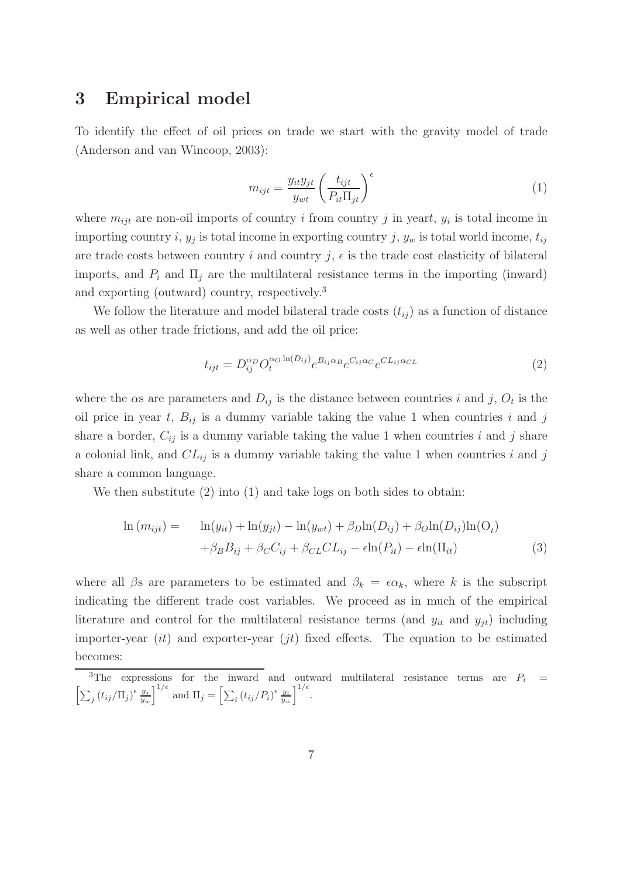# 3 Empirical model

To identify the effect of oil prices on trade we start with the gravity model of trade (Anderson and van Wincoop, 2003):

$$m_{ijt} = \frac{y_{it} y_{jt}}{y_{wt}} \left( \frac{t_{ijt}}{P_{it} \Pi_{jt}} \right)^{\epsilon} \tag{1}$$

where $m_{ijt}$ are non-oil imports of country $i$ from country $j$ in year$t$, $y_i$ is total income in importing country $i$, $y_j$ is total income in exporting country $j$, $y_w$ is total world income, $t_{ij}$ are trade costs between country $i$ and country $j$, $\epsilon$ is the trade cost elasticity of bilateral imports, and $P_i$ and $\Pi_j$ are the multilateral resistance terms in the importing (inward) and exporting (outward) country, respectively.[3]

We follow the literature and model bilateral trade costs ($t_{ij}$) as a function of distance as well as other trade frictions, and add the oil price:

$$t_{ijt} = D_{ij}^{\alpha_D} O_t^{\alpha_O \ln(D_{ij})} e^{B_{ij} \alpha_B} e^{C_{ij} \alpha_C} e^{CL_{ij} \alpha_{CL}} \tag{2}$$

where the $\alpha$s are parameters and $D_{ij}$ is the distance between countries $i$ and $j$, $O_t$ is the oil price in year $t$, $B_{ij}$ is a dummy variable taking the value 1 when countries $i$ and $j$ share a border, $C_{ij}$ is a dummy variable taking the value 1 when countries $i$ and $j$ share a colonial link, and $CL_{ij}$ is a dummy variable taking the value 1 when countries $i$ and $j$ share a common language.

We then substitute (2) into (1) and take logs on both sides to obtain:

$$\begin{aligned} \ln(m_{ijt}) = \quad & \ln(y_{it}) + \ln(y_{jt}) - \ln(y_{wt}) + \beta_D \ln(D_{ij}) + \beta_O \ln(D_{ij}) \ln(\mathrm{O}_t) \\ & + \beta_B B_{ij} + \beta_C C_{ij} + \beta_{CL} CL_{ij} - \epsilon \ln(P_{it}) - \epsilon \ln(\Pi_{it}) \end{aligned} \tag{3}$$

where all $\beta$s are parameters to be estimated and $\beta_k = \epsilon \alpha_k$, where $k$ is the subscript indicating the different trade cost variables. We proceed as in much of the empirical literature and control for the multilateral resistance terms (and $y_{it}$ and $y_{jt}$) including importer-year ($it$) and exporter-year ($jt$) fixed effects. The equation to be estimated becomes:

[3] The expressions for the inward and outward multilateral resistance terms are $P_i = \left[ \sum_j (t_{ij}/\Pi_j)^{\epsilon} \frac{y_j}{y_w} \right]^{1/\epsilon}$ and $\Pi_j = \left[ \sum_i (t_{ij}/P_i)^{\epsilon} \frac{y_i}{y_w} \right]^{1/\epsilon}$.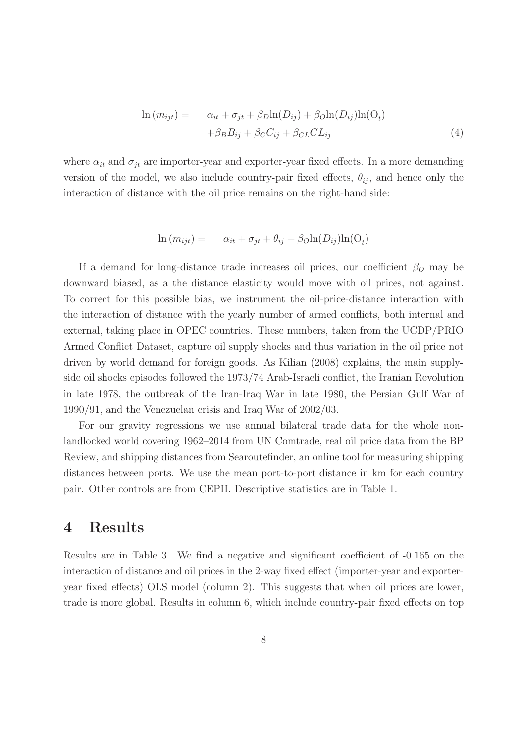$$
\begin{aligned}
\ln(m_{ijt}) = \quad & \alpha_{it} + \sigma_{jt} + \beta_D \ln(D_{ij}) + \beta_O \ln(D_{ij}) \ln(\mathrm{O}_t) \\
& + \beta_B B_{ij} + \beta_C C_{ij} + \beta_{CL} CL_{ij}
\end{aligned} \tag{4}
$$

where $\alpha_{it}$ and $\sigma_{jt}$ are importer-year and exporter-year fixed effects. In a more demanding version of the model, we also include country-pair fixed effects, $\theta_{ij}$, and hence only the interaction of distance with the oil price remains on the right-hand side:

$$
\ln(m_{ijt}) = \quad \alpha_{it} + \sigma_{jt} + \theta_{ij} + \beta_O \ln(D_{ij}) \ln(\mathrm{O}_t)
$$

If a demand for long-distance trade increases oil prices, our coefficient $\beta_O$ may be downward biased, as a the distance elasticity would move with oil prices, not against. To correct for this possible bias, we instrument the oil-price-distance interaction with the interaction of distance with the yearly number of armed conflicts, both internal and external, taking place in OPEC countries. These numbers, taken from the UCDP/PRIO Armed Conflict Dataset, capture oil supply shocks and thus variation in the oil price not driven by world demand for foreign goods. As Kilian (2008) explains, the main supply-side oil shocks episodes followed the 1973/74 Arab-Israeli conflict, the Iranian Revolution in late 1978, the outbreak of the Iran-Iraq War in late 1980, the Persian Gulf War of 1990/91, and the Venezuelan crisis and Iraq War of 2002/03.

For our gravity regressions we use annual bilateral trade data for the whole non-landlocked world covering 1962–2014 from UN Comtrade, real oil price data from the BP Review, and shipping distances from Searoutefinder, an online tool for measuring shipping distances between ports. We use the mean port-to-port distance in km for each country pair. Other controls are from CEPII. Descriptive statistics are in Table 1.

# 4 Results

Results are in Table 3. We find a negative and significant coefficient of -0.165 on the interaction of distance and oil prices in the 2-way fixed effect (importer-year and exporter-year fixed effects) OLS model (column 2). This suggests that when oil prices are lower, trade is more global. Results in column 6, which include country-pair fixed effects on top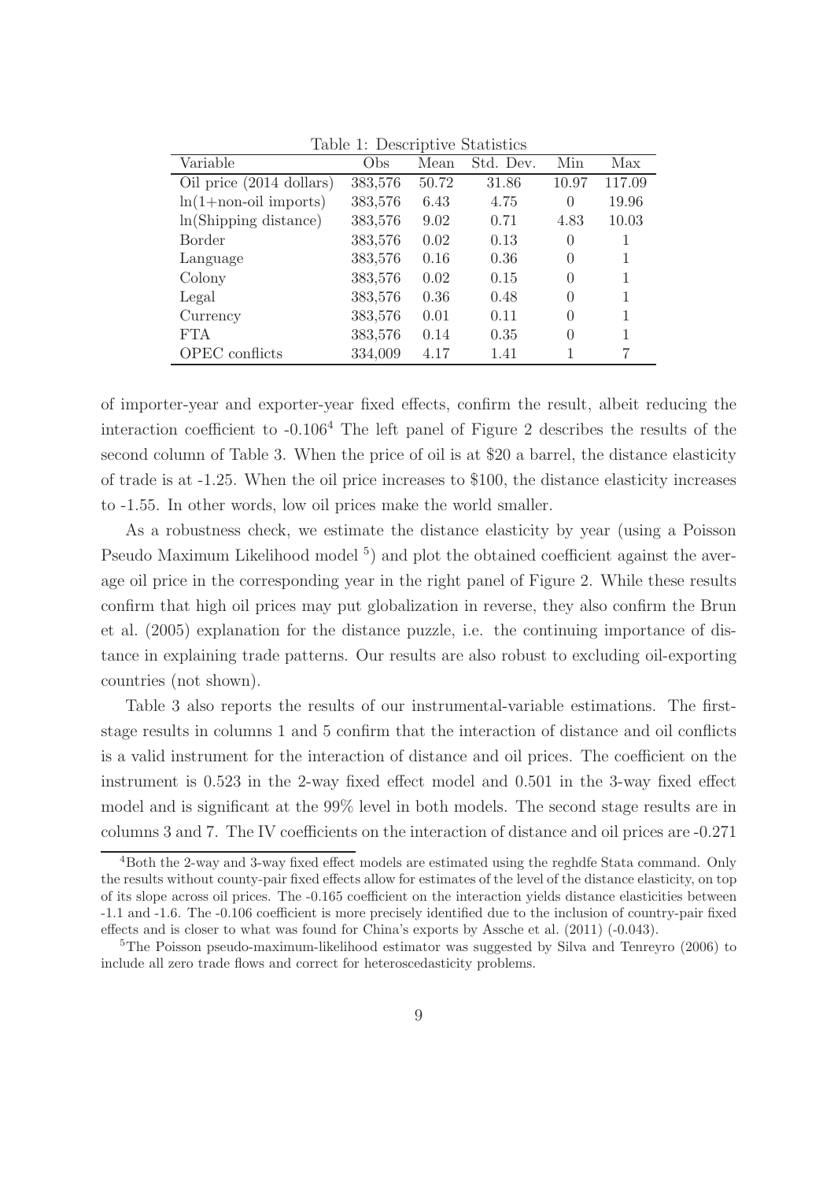Table 1: Descriptive Statistics

| Variable | Obs | Mean | Std. Dev. | Min | Max |
|---|---|---|---|---|---|
| Oil price (2014 dollars) | 383,576 | 50.72 | 31.86 | 10.97 | 117.09 |
| ln(1+non-oil imports) | 383,576 | 6.43 | 4.75 | 0 | 19.96 |
| ln(Shipping distance) | 383,576 | 9.02 | 0.71 | 4.83 | 10.03 |
| Border | 383,576 | 0.02 | 0.13 | 0 | 1 |
| Language | 383,576 | 0.16 | 0.36 | 0 | 1 |
| Colony | 383,576 | 0.02 | 0.15 | 0 | 1 |
| Legal | 383,576 | 0.36 | 0.48 | 0 | 1 |
| Currency | 383,576 | 0.01 | 0.11 | 0 | 1 |
| FTA | 383,576 | 0.14 | 0.35 | 0 | 1 |
| OPEC conflicts | 334,009 | 4.17 | 1.41 | 1 | 7 |

of importer-year and exporter-year fixed effects, confirm the result, albeit reducing the interaction coefficient to -0.106[4] The left panel of Figure 2 describes the results of the second column of Table 3. When the price of oil is at \$20 a barrel, the distance elasticity of trade is at -1.25. When the oil price increases to \$100, the distance elasticity increases to -1.55. In other words, low oil prices make the world smaller.

As a robustness check, we estimate the distance elasticity by year (using a Poisson Pseudo Maximum Likelihood model [5]) and plot the obtained coefficient against the average oil price in the corresponding year in the right panel of Figure 2. While these results confirm that high oil prices may put globalization in reverse, they also confirm the Brun et al. (2005) explanation for the distance puzzle, i.e. the continuing importance of distance in explaining trade patterns. Our results are also robust to excluding oil-exporting countries (not shown).

Table 3 also reports the results of our instrumental-variable estimations. The first-stage results in columns 1 and 5 confirm that the interaction of distance and oil conflicts is a valid instrument for the interaction of distance and oil prices. The coefficient on the instrument is 0.523 in the 2-way fixed effect model and 0.501 in the 3-way fixed effect model and is significant at the 99% level in both models. The second stage results are in columns 3 and 7. The IV coefficients on the interaction of distance and oil prices are -0.271

[4]Both the 2-way and 3-way fixed effect models are estimated using the reghdfe Stata command. Only the results without county-pair fixed effects allow for estimates of the level of the distance elasticity, on top of its slope across oil prices. The -0.165 coefficient on the interaction yields distance elasticities between -1.1 and -1.6. The -0.106 coefficient is more precisely identified due to the inclusion of country-pair fixed effects and is closer to what was found for China's exports by Assche et al. (2011) (-0.043).

[5]The Poisson pseudo-maximum-likelihood estimator was suggested by Silva and Tenreyro (2006) to include all zero trade flows and correct for heteroscedasticity problems.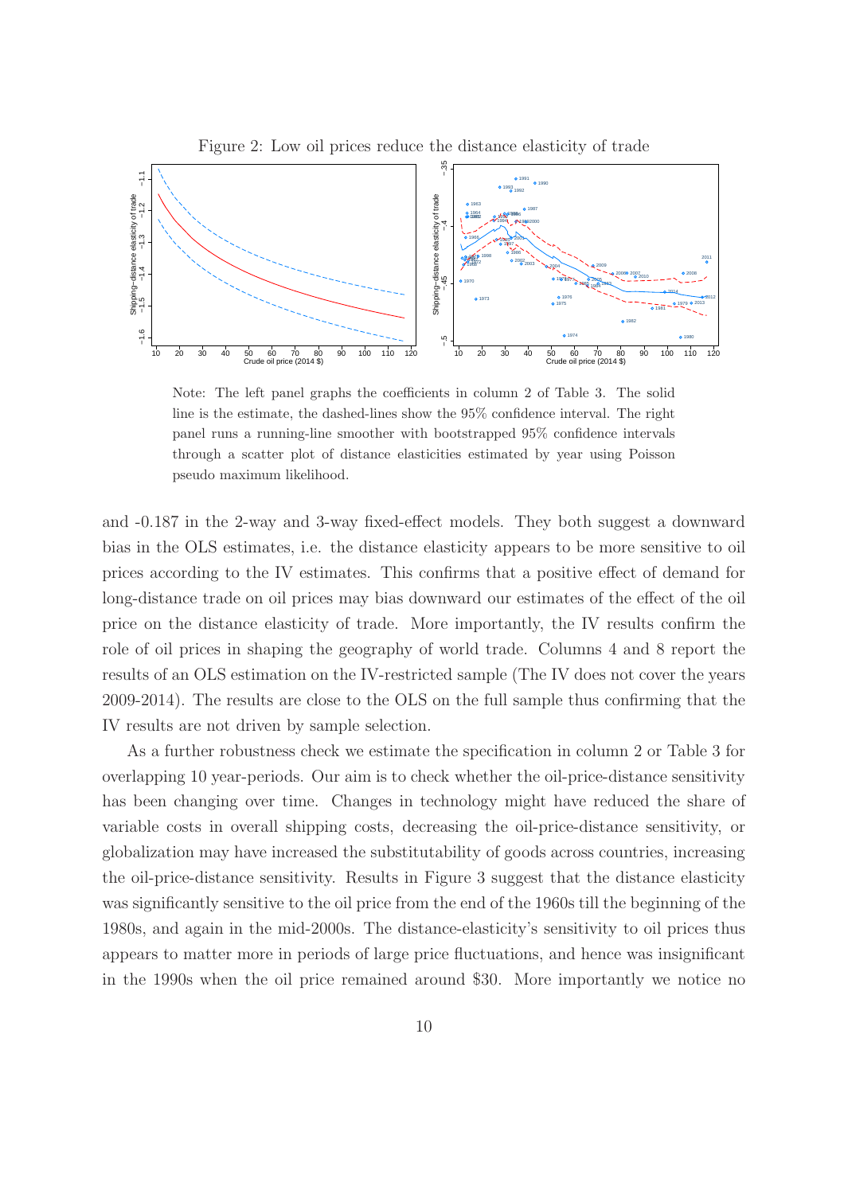Figure 2: Low oil prices reduce the distance elasticity of trade

Note: The left panel graphs the coefficients in column 2 of Table 3. The solid line is the estimate, the dashed-lines show the 95% confidence interval. The right panel runs a running-line smoother with bootstrapped 95% confidence intervals through a scatter plot of distance elasticities estimated by year using Poisson pseudo maximum likelihood.

and -0.187 in the 2-way and 3-way fixed-effect models. They both suggest a downward bias in the OLS estimates, i.e. the distance elasticity appears to be more sensitive to oil prices according to the IV estimates. This confirms that a positive effect of demand for long-distance trade on oil prices may bias downward our estimates of the effect of the oil price on the distance elasticity of trade. More importantly, the IV results confirm the role of oil prices in shaping the geography of world trade. Columns 4 and 8 report the results of an OLS estimation on the IV-restricted sample (The IV does not cover the years 2009-2014). The results are close to the OLS on the full sample thus confirming that the IV results are not driven by sample selection.

As a further robustness check we estimate the specification in column 2 or Table 3 for overlapping 10 year-periods. Our aim is to check whether the oil-price-distance sensitivity has been changing over time. Changes in technology might have reduced the share of variable costs in overall shipping costs, decreasing the oil-price-distance sensitivity, or globalization may have increased the substitutability of goods across countries, increasing the oil-price-distance sensitivity. Results in Figure 3 suggest that the distance elasticity was significantly sensitive to the oil price from the end of the 1960s till the beginning of the 1980s, and again in the mid-2000s. The distance-elasticity's sensitivity to oil prices thus appears to matter more in periods of large price fluctuations, and hence was insignificant in the 1990s when the oil price remained around \$30. More importantly we notice no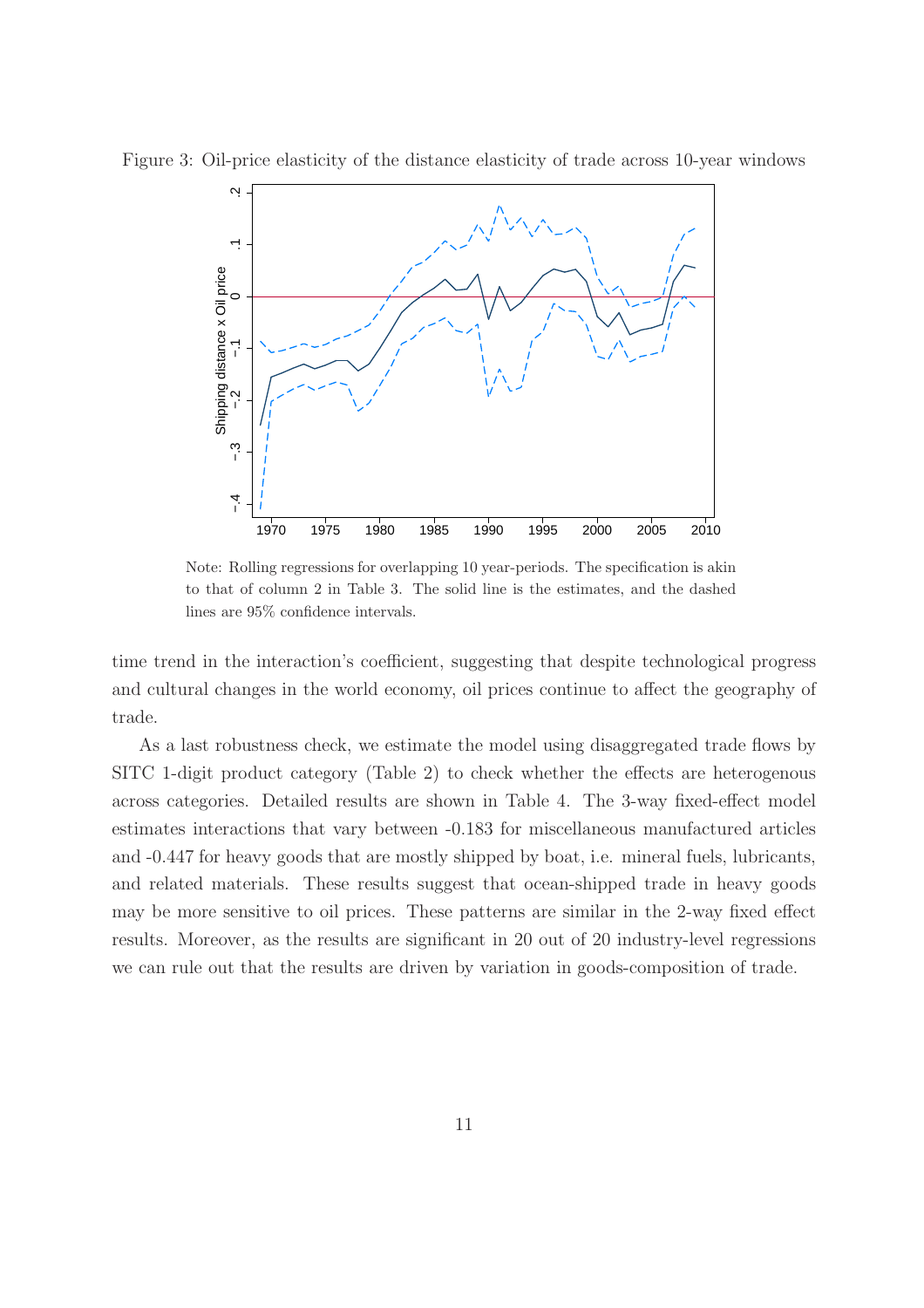Figure 3: Oil-price elasticity of the distance elasticity of trade across 10-year windows

Note: Rolling regressions for overlapping 10 year-periods. The specification is akin to that of column 2 in Table 3. The solid line is the estimates, and the dashed lines are 95% confidence intervals.

time trend in the interaction's coefficient, suggesting that despite technological progress and cultural changes in the world economy, oil prices continue to affect the geography of trade.

As a last robustness check, we estimate the model using disaggregated trade flows by SITC 1-digit product category (Table 2) to check whether the effects are heterogenous across categories. Detailed results are shown in Table 4. The 3-way fixed-effect model estimates interactions that vary between -0.183 for miscellaneous manufactured articles and -0.447 for heavy goods that are mostly shipped by boat, i.e. mineral fuels, lubricants, and related materials. These results suggest that ocean-shipped trade in heavy goods may be more sensitive to oil prices. These patterns are similar in the 2-way fixed effect results. Moreover, as the results are significant in 20 out of 20 industry-level regressions we can rule out that the results are driven by variation in goods-composition of trade.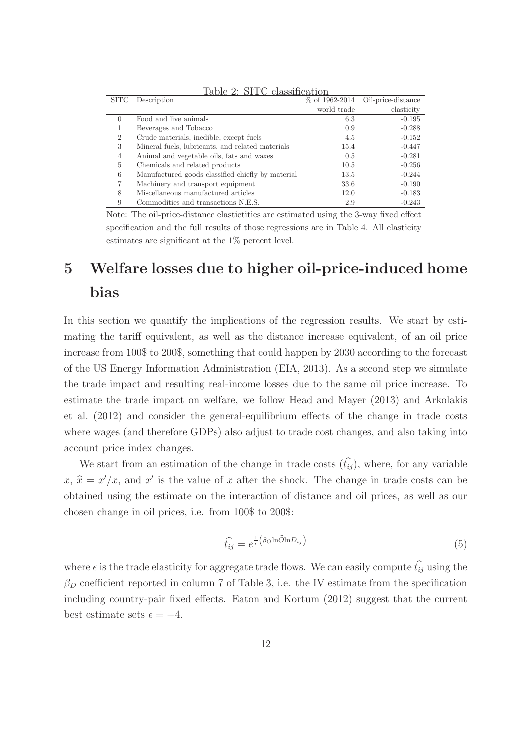Table 2: SITC classification

| SITC | Description | % of 1962-2014 world trade | Oil-price-distance elasticity |
|---|---|---|---|
| 0 | Food and live animals | 6.3 | -0.195 |
| 1 | Beverages and Tobacco | 0.9 | -0.288 |
| 2 | Crude materials, inedible, except fuels | 4.5 | -0.152 |
| 3 | Mineral fuels, lubricants, and related materials | 15.4 | -0.447 |
| 4 | Animal and vegetable oils, fats and waxes | 0.5 | -0.281 |
| 5 | Chemicals and related products | 10.5 | -0.256 |
| 6 | Manufactured goods classified chiefly by material | 13.5 | -0.244 |
| 7 | Machinery and transport equipment | 33.6 | -0.190 |
| 8 | Miscellaneous manufactured articles | 12.0 | -0.183 |
| 9 | Commodities and transactions N.E.S. | 2.9 | -0.243 |

Note: The oil-price-distance elastictities are estimated using the 3-way fixed effect specification and the full results of those regressions are in Table 4. All elasticity estimates are significant at the 1% percent level.

# 5 Welfare losses due to higher oil-price-induced home bias

In this section we quantify the implications of the regression results. We start by estimating the tariff equivalent, as well as the distance increase equivalent, of an oil price increase from 100$ to 200$, something that could happen by 2030 according to the forecast of the US Energy Information Administration (EIA, 2013). As a second step we simulate the trade impact and resulting real-income losses due to the same oil price increase. To estimate the trade impact on welfare, we follow Head and Mayer (2013) and Arkolakis et al. (2012) and consider the general-equilibrium effects of the change in trade costs where wages (and therefore GDPs) also adjust to trade cost changes, and also taking into account price index changes.

We start from an estimation of the change in trade costs ($\widehat{t_{ij}}$), where, for any variable $x$, $\widehat{x} = x'/x$, and $x'$ is the value of $x$ after the shock. The change in trade costs can be obtained using the estimate on the interaction of distance and oil prices, as well as our chosen change in oil prices, i.e. from 100$ to 200$:

$$\widehat{t_{ij}} = e^{\frac{1}{\epsilon}\left(\beta_O \ln\widehat{O} \ln D_{ij}\right)} \tag{5}$$

where $\epsilon$ is the trade elasticity for aggregate trade flows. We can easily compute $\widehat{t_{ij}}$ using the $\beta_D$ coefficient reported in column 7 of Table 3, i.e. the IV estimate from the specification including country-pair fixed effects. Eaton and Kortum (2012) suggest that the current best estimate sets $\epsilon = -4$.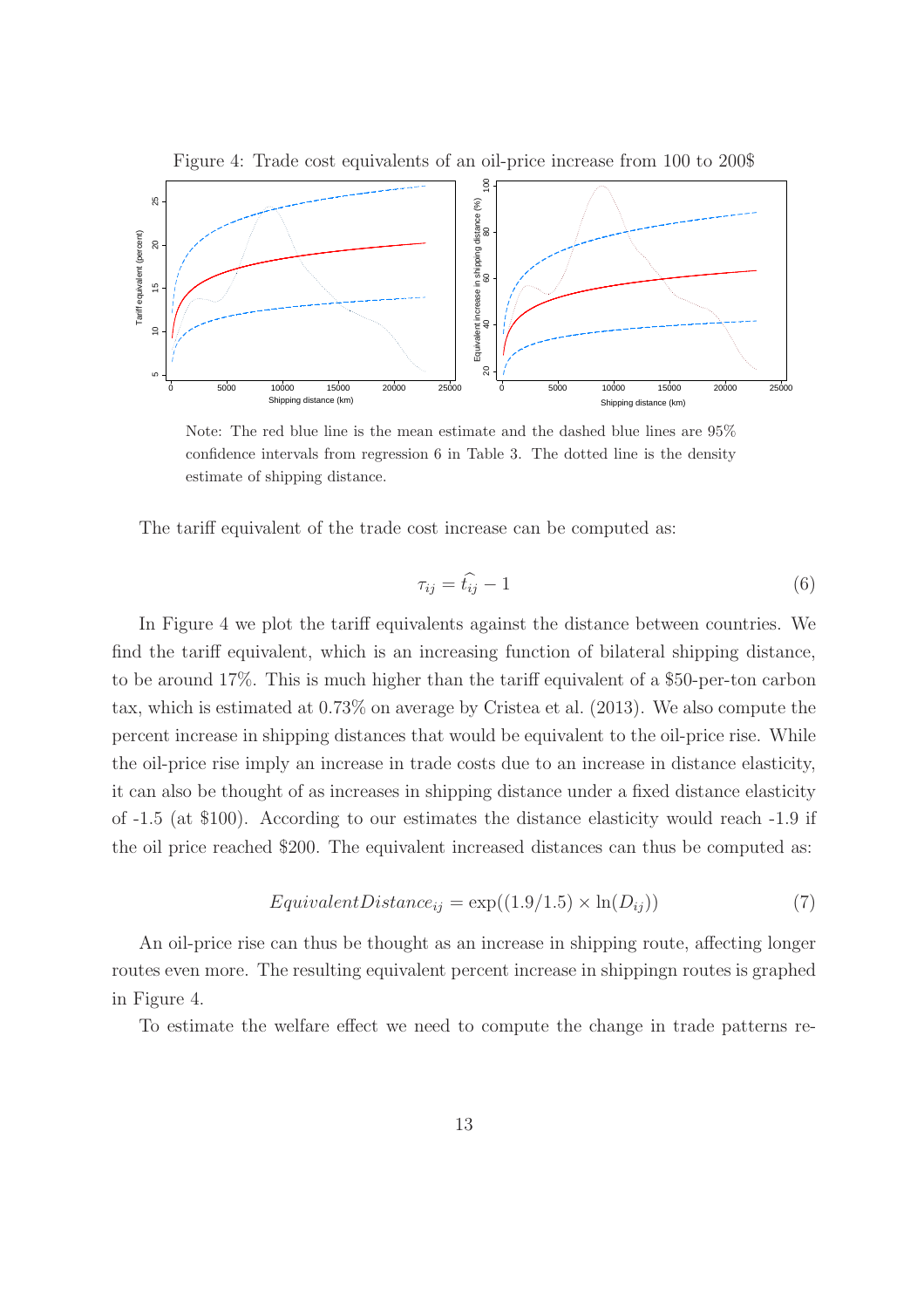Figure 4: Trade cost equivalents of an oil-price increase from 100 to 200$

Note: The red blue line is the mean estimate and the dashed blue lines are 95% confidence intervals from regression 6 in Table 3. The dotted line is the density estimate of shipping distance.

The tariff equivalent of the trade cost increase can be computed as:

$$\tau_{ij} = \widehat{t_{ij}} - 1 \tag{6}$$

In Figure 4 we plot the tariff equivalents against the distance between countries. We find the tariff equivalent, which is an increasing function of bilateral shipping distance, to be around 17%. This is much higher than the tariff equivalent of a $50-per-ton carbon tax, which is estimated at 0.73% on average by Cristea et al. (2013). We also compute the percent increase in shipping distances that would be equivalent to the oil-price rise. While the oil-price rise imply an increase in trade costs due to an increase in distance elasticity, it can also be thought of as increases in shipping distance under a fixed distance elasticity of -1.5 (at $100). According to our estimates the distance elasticity would reach -1.9 if the oil price reached $200. The equivalent increased distances can thus be computed as:

$$EquivalentDistance_{ij} = \exp((1.9/1.5) \times \ln(D_{ij})) \tag{7}$$

An oil-price rise can thus be thought as an increase in shipping route, affecting longer routes even more. The resulting equivalent percent increase in shippingn routes is graphed in Figure 4.

To estimate the welfare effect we need to compute the change in trade patterns re-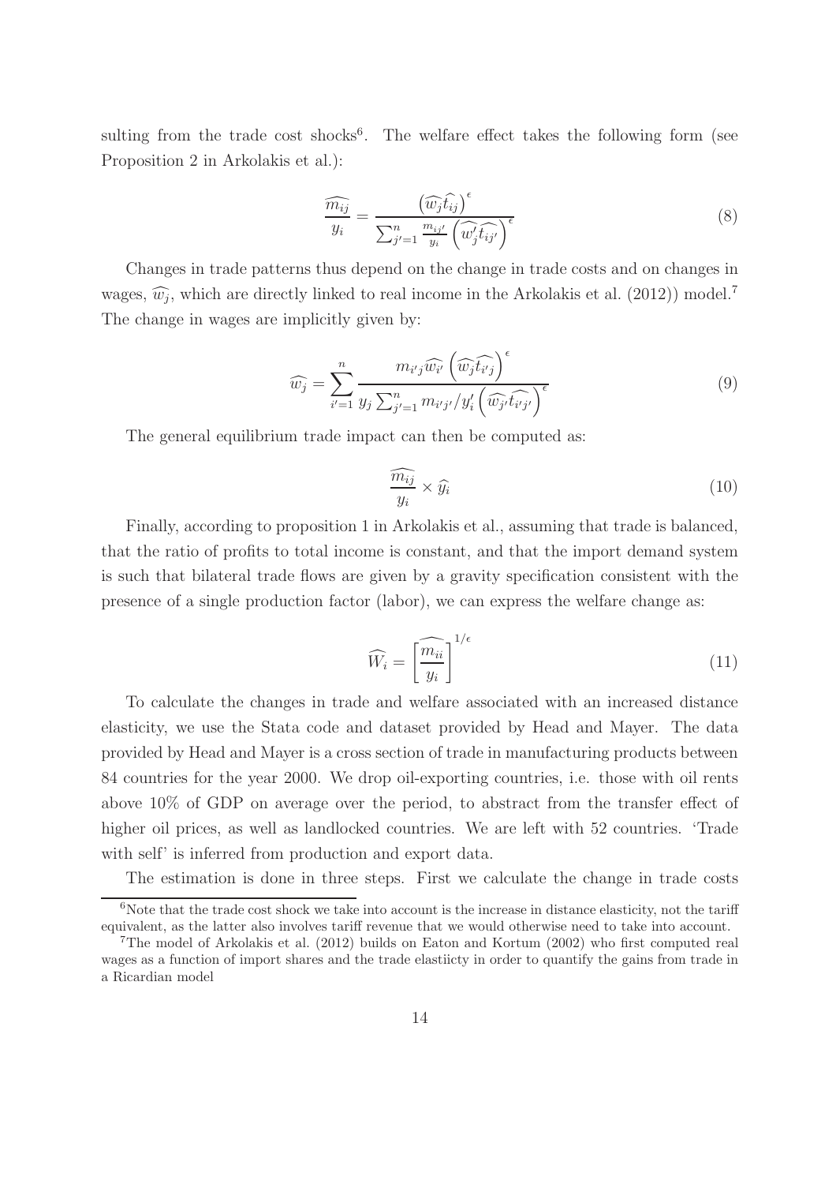sulting from the trade cost shocks[6]. The welfare effect takes the following form (see Proposition 2 in Arkolakis et al.):

$$\frac{\widehat{m_{ij}}}{y_i} = \frac{\left(\widehat{w_j}\widehat{t_{ij}}\right)^{\epsilon}}{\sum_{j'=1}^{n} \frac{m_{ij'}}{y_i}\left(\widehat{w_j'}\widehat{t_{ij'}}\right)^{\epsilon}} \tag{8}$$

Changes in trade patterns thus depend on the change in trade costs and on changes in wages, $\widehat{w_j}$, which are directly linked to real income in the Arkolakis et al. (2012)) model.[7] The change in wages are implicitly given by:

$$\widehat{w_j} = \sum_{i'=1}^{n} \frac{m_{i'j}\widehat{w_{i'}}\left(\widehat{w_j}\widehat{t_{i'j}}\right)^{\epsilon}}{y_j \sum_{j'=1}^{n} m_{i'j'}/y_i'\left(\widehat{w_{j'}}\widehat{t_{i'j'}}\right)^{\epsilon}} \tag{9}$$

The general equilibrium trade impact can then be computed as:

$$\frac{\widehat{m_{ij}}}{y_i} \times \widehat{y_i} \tag{10}$$

Finally, according to proposition 1 in Arkolakis et al., assuming that trade is balanced, that the ratio of profits to total income is constant, and that the import demand system is such that bilateral trade flows are given by a gravity specification consistent with the presence of a single production factor (labor), we can express the welfare change as:

$$\widehat{W_i} = \left[\widehat{\frac{m_{ii}}{y_i}}\right]^{1/\epsilon} \tag{11}$$

To calculate the changes in trade and welfare associated with an increased distance elasticity, we use the Stata code and dataset provided by Head and Mayer. The data provided by Head and Mayer is a cross section of trade in manufacturing products between 84 countries for the year 2000. We drop oil-exporting countries, i.e. those with oil rents above 10% of GDP on average over the period, to abstract from the transfer effect of higher oil prices, as well as landlocked countries. We are left with 52 countries. 'Trade with self' is inferred from production and export data.

The estimation is done in three steps. First we calculate the change in trade costs

[6]Note that the trade cost shock we take into account is the increase in distance elasticity, not the tariff equivalent, as the latter also involves tariff revenue that we would otherwise need to take into account.

[7]The model of Arkolakis et al. (2012) builds on Eaton and Kortum (2002) who first computed real wages as a function of import shares and the trade elastiicty in order to quantify the gains from trade in a Ricardian model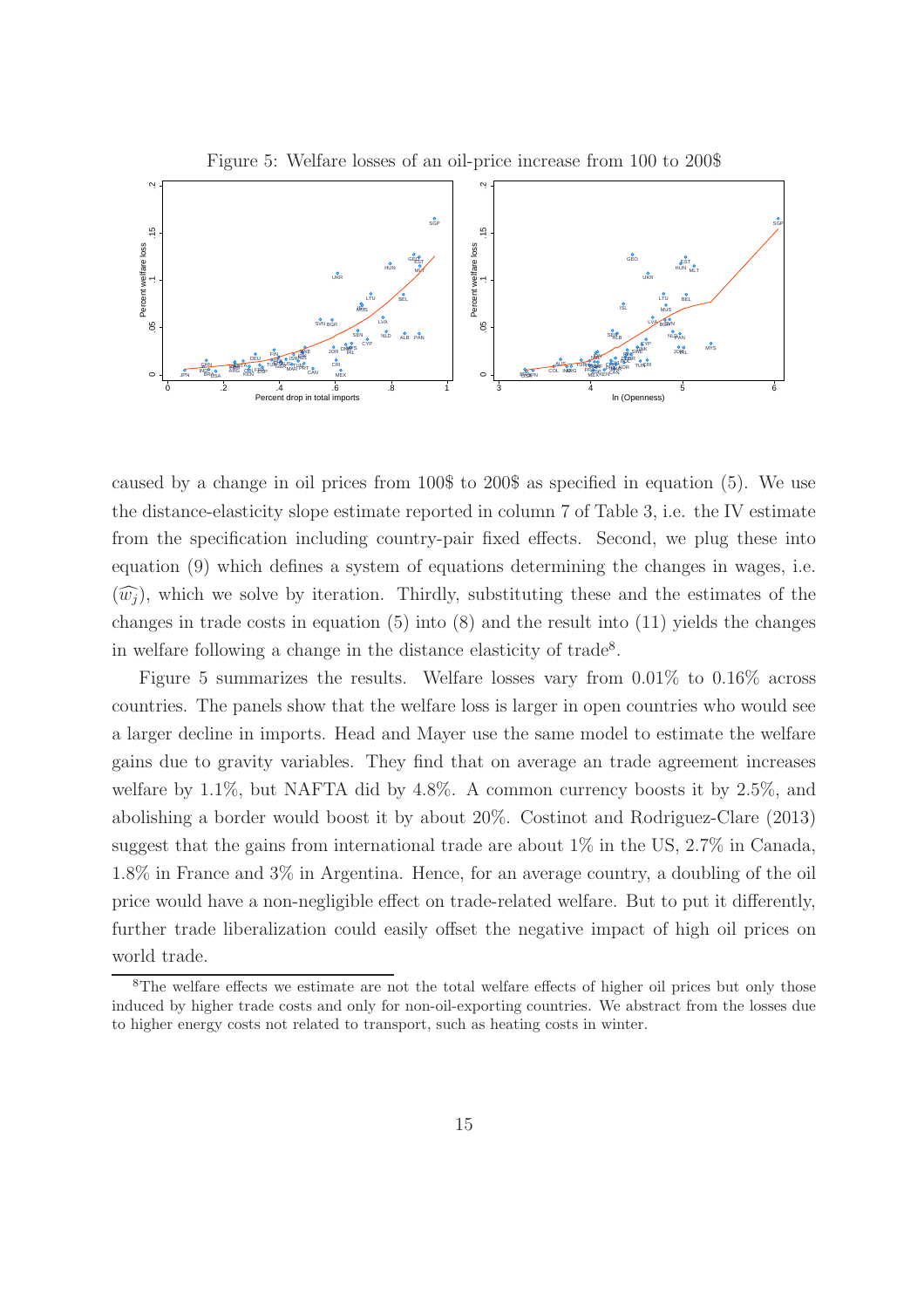Figure 5: Welfare losses of an oil-price increase from 100 to 200$

caused by a change in oil prices from 100$ to 200$ as specified in equation (5). We use the distance-elasticity slope estimate reported in column 7 of Table 3, i.e. the IV estimate from the specification including country-pair fixed effects. Second, we plug these into equation (9) which defines a system of equations determining the changes in wages, i.e. $(\widehat{w_j})$, which we solve by iteration. Thirdly, substituting these and the estimates of the changes in trade costs in equation (5) into (8) and the result into (11) yields the changes in welfare following a change in the distance elasticity of trade[8].

Figure 5 summarizes the results. Welfare losses vary from 0.01% to 0.16% across countries. The panels show that the welfare loss is larger in open countries who would see a larger decline in imports. Head and Mayer use the same model to estimate the welfare gains due to gravity variables. They find that on average an trade agreement increases welfare by 1.1%, but NAFTA did by 4.8%. A common currency boosts it by 2.5%, and abolishing a border would boost it by about 20%. Costinot and Rodriguez-Clare (2013) suggest that the gains from international trade are about 1% in the US, 2.7% in Canada, 1.8% in France and 3% in Argentina. Hence, for an average country, a doubling of the oil price would have a non-negligible effect on trade-related welfare. But to put it differently, further trade liberalization could easily offset the negative impact of high oil prices on world trade.

[8]The welfare effects we estimate are not the total welfare effects of higher oil prices but only those induced by higher trade costs and only for non-oil-exporting countries. We abstract from the losses due to higher energy costs not related to transport, such as heating costs in winter.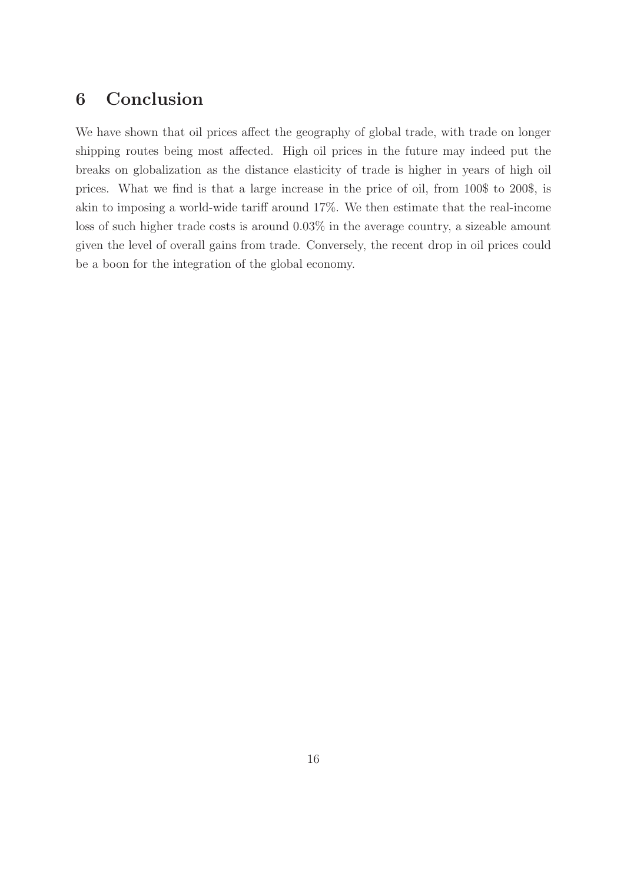# 6 Conclusion

We have shown that oil prices affect the geography of global trade, with trade on longer shipping routes being most affected. High oil prices in the future may indeed put the breaks on globalization as the distance elasticity of trade is higher in years of high oil prices. What we find is that a large increase in the price of oil, from 100$ to 200$, is akin to imposing a world-wide tariff around 17%. We then estimate that the real-income loss of such higher trade costs is around 0.03% in the average country, a sizeable amount given the level of overall gains from trade. Conversely, the recent drop in oil prices could be a boon for the integration of the global economy.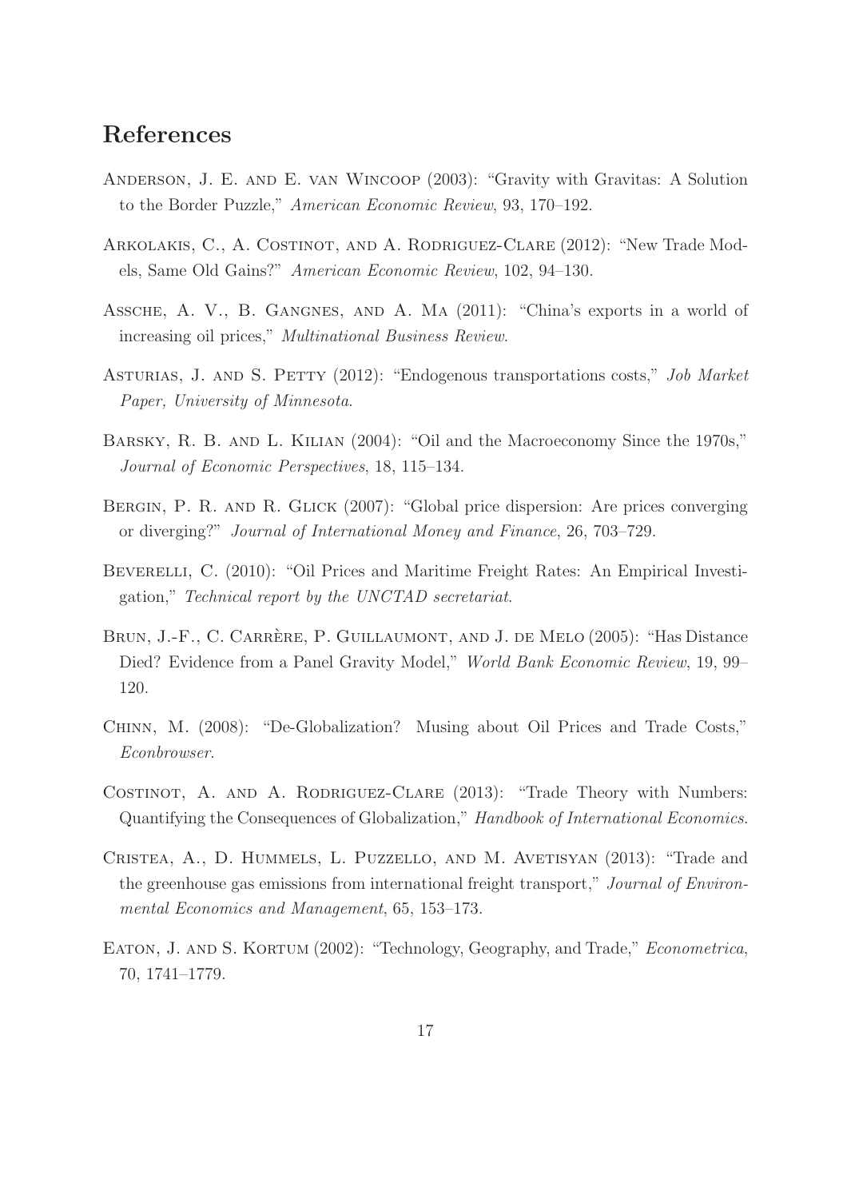## References

Anderson, J. E. and E. van Wincoop (2003): "Gravity with Gravitas: A Solution to the Border Puzzle," *American Economic Review*, 93, 170–192.

Arkolakis, C., A. Costinot, and A. Rodriguez-Clare (2012): "New Trade Models, Same Old Gains?" *American Economic Review*, 102, 94–130.

Assche, A. V., B. Gangnes, and A. Ma (2011): "China's exports in a world of increasing oil prices," *Multinational Business Review*.

Asturias, J. and S. Petty (2012): "Endogenous transportations costs," *Job Market Paper, University of Minnesota*.

Barsky, R. B. and L. Kilian (2004): "Oil and the Macroeconomy Since the 1970s," *Journal of Economic Perspectives*, 18, 115–134.

Bergin, P. R. and R. Glick (2007): "Global price dispersion: Are prices converging or diverging?" *Journal of International Money and Finance*, 26, 703–729.

Beverelli, C. (2010): "Oil Prices and Maritime Freight Rates: An Empirical Investigation," *Technical report by the UNCTAD secretariat*.

Brun, J.-F., C. Carrère, P. Guillaumont, and J. de Melo (2005): "Has Distance Died? Evidence from a Panel Gravity Model," *World Bank Economic Review*, 19, 99–120.

Chinn, M. (2008): "De-Globalization? Musing about Oil Prices and Trade Costs," *Econbrowser*.

Costinot, A. and A. Rodriguez-Clare (2013): "Trade Theory with Numbers: Quantifying the Consequences of Globalization," *Handbook of International Economics*.

Cristea, A., D. Hummels, L. Puzzello, and M. Avetisyan (2013): "Trade and the greenhouse gas emissions from international freight transport," *Journal of Environmental Economics and Management*, 65, 153–173.

Eaton, J. and S. Kortum (2002): "Technology, Geography, and Trade," *Econometrica*, 70, 1741–1779.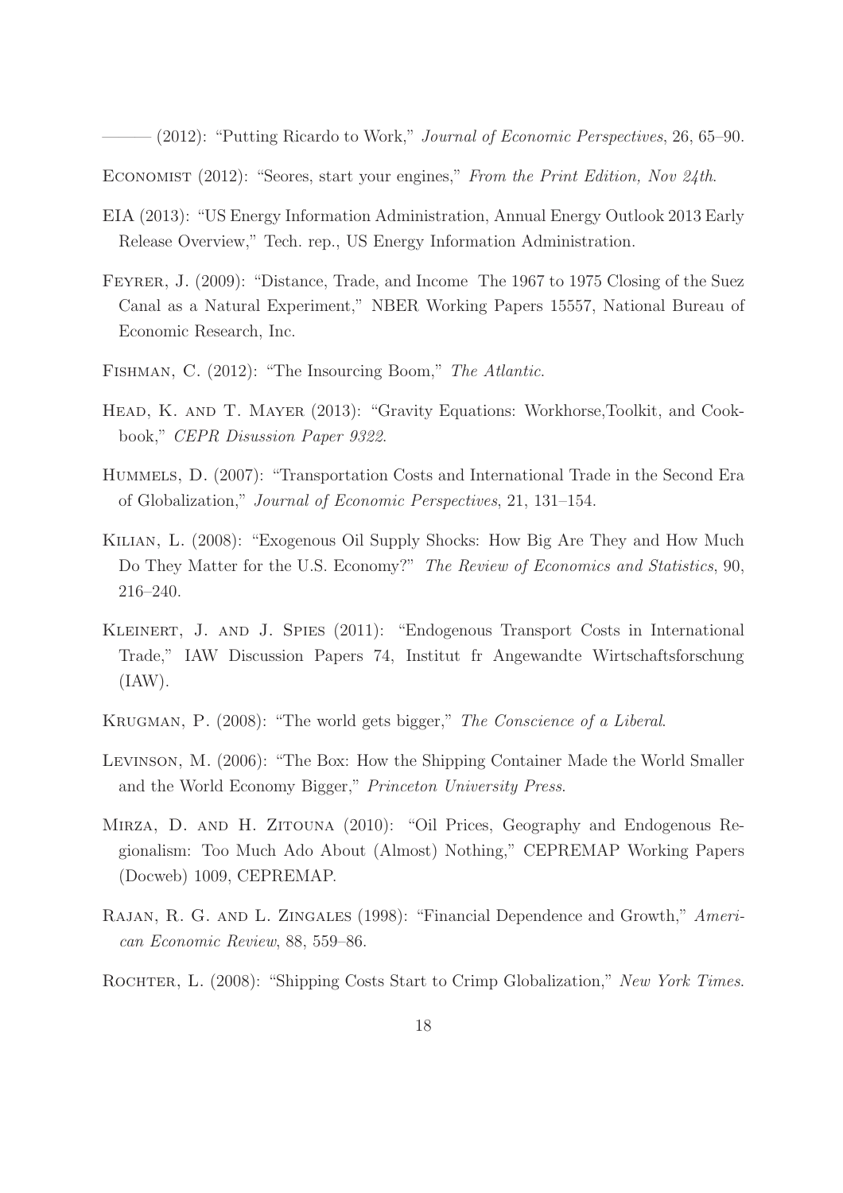——— (2012): "Putting Ricardo to Work," *Journal of Economic Perspectives*, 26, 65–90.

Economist (2012): "Seores, start your engines," *From the Print Edition, Nov 24th*.

EIA (2013): "US Energy Information Administration, Annual Energy Outlook 2013 Early Release Overview," Tech. rep., US Energy Information Administration.

Feyrer, J. (2009): "Distance, Trade, and Income The 1967 to 1975 Closing of the Suez Canal as a Natural Experiment," NBER Working Papers 15557, National Bureau of Economic Research, Inc.

Fishman, C. (2012): "The Insourcing Boom," *The Atlantic*.

Head, K. and T. Mayer (2013): "Gravity Equations: Workhorse,Toolkit, and Cookbook," *CEPR Disussion Paper 9322*.

Hummels, D. (2007): "Transportation Costs and International Trade in the Second Era of Globalization," *Journal of Economic Perspectives*, 21, 131–154.

Kilian, L. (2008): "Exogenous Oil Supply Shocks: How Big Are They and How Much Do They Matter for the U.S. Economy?" *The Review of Economics and Statistics*, 90, 216–240.

Kleinert, J. and J. Spies (2011): "Endogenous Transport Costs in International Trade," IAW Discussion Papers 74, Institut fr Angewandte Wirtschaftsforschung (IAW).

Krugman, P. (2008): "The world gets bigger," *The Conscience of a Liberal*.

Levinson, M. (2006): "The Box: How the Shipping Container Made the World Smaller and the World Economy Bigger," *Princeton University Press*.

Mirza, D. and H. Zitouna (2010): "Oil Prices, Geography and Endogenous Regionalism: Too Much Ado About (Almost) Nothing," CEPREMAP Working Papers (Docweb) 1009, CEPREMAP.

Rajan, R. G. and L. Zingales (1998): "Financial Dependence and Growth," *American Economic Review*, 88, 559–86.

Rochter, L. (2008): "Shipping Costs Start to Crimp Globalization," *New York Times*.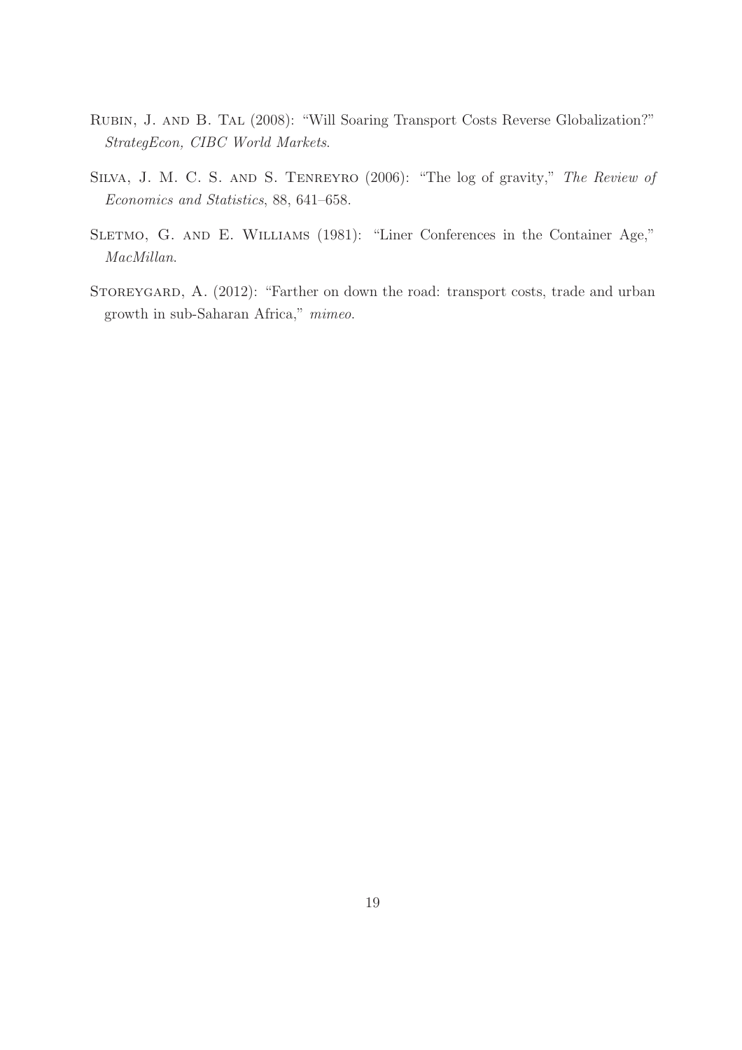Rubin, J. and B. Tal (2008): "Will Soaring Transport Costs Reverse Globalization?" *StrategEcon, CIBC World Markets*.

Silva, J. M. C. S. and S. Tenreyro (2006): "The log of gravity," *The Review of Economics and Statistics*, 88, 641–658.

Sletmo, G. and E. Williams (1981): "Liner Conferences in the Container Age," *MacMillan*.

Storeygard, A. (2012): "Farther on down the road: transport costs, trade and urban growth in sub-Saharan Africa," *mimeo*.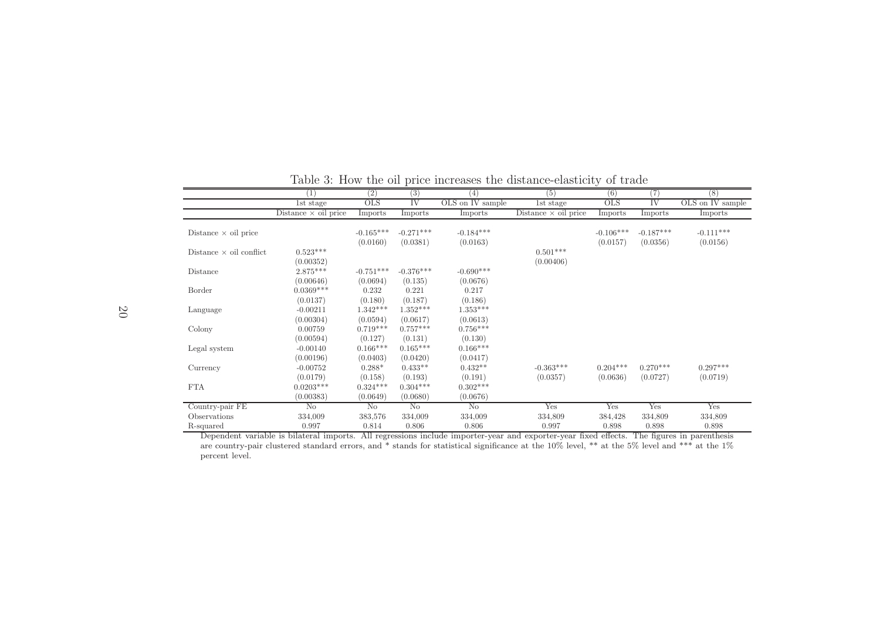Table 3: How the oil price increases the distance-elasticity of trade

| | (1) | (2) | (3) | (4) | (5) | (6) | (7) | (8) |
|---|---|---|---|---|---|---|---|---|
| | 1st stage | OLS | IV | OLS on IV sample | 1st stage | OLS | IV | OLS on IV sample |
| | Distance × oil price | Imports | Imports | Imports | Distance × oil price | Imports | Imports | Imports |
| Distance × oil price | | -0.165*** | -0.271*** | -0.184*** | | -0.106*** | -0.187*** | -0.111*** |
| | | (0.0160) | (0.0381) | (0.0163) | | (0.0157) | (0.0356) | (0.0156) |
| Distance × oil conflict | 0.523*** | | | | 0.501*** | | | |
| | (0.00352) | | | | (0.00406) | | | |
| Distance | 2.875*** | -0.751*** | -0.376*** | -0.690*** | | | | |
| | (0.00646) | (0.0694) | (0.135) | (0.0676) | | | | |
| Border | 0.0369*** | 0.232 | 0.221 | 0.217 | | | | |
| | (0.0137) | (0.180) | (0.187) | (0.186) | | | | |
| Language | -0.00211 | 1.342*** | 1.352*** | 1.353*** | | | | |
| | (0.00304) | (0.0594) | (0.0617) | (0.0613) | | | | |
| Colony | 0.00759 | 0.719*** | 0.757*** | 0.756*** | | | | |
| | (0.00594) | (0.127) | (0.131) | (0.130) | | | | |
| Legal system | -0.00140 | 0.166*** | 0.165*** | 0.166*** | | | | |
| | (0.00196) | (0.0403) | (0.0420) | (0.0417) | | | | |
| Currency | -0.00752 | 0.288* | 0.433** | 0.432** | -0.363*** | 0.204*** | 0.270*** | 0.297*** |
| | (0.0179) | (0.158) | (0.193) | (0.191) | (0.0357) | (0.0636) | (0.0727) | (0.0719) |
| FTA | 0.0203*** | 0.324*** | 0.304*** | 0.302*** | | | | |
| | (0.00383) | (0.0649) | (0.0680) | (0.0676) | | | | |
| Country-pair FE | No | No | No | No | Yes | Yes | Yes | Yes |
| Observations | 334,009 | 383,576 | 334,009 | 334,009 | 334,809 | 384,428 | 334,809 | 334,809 |
| R-squared | 0.997 | 0.814 | 0.806 | 0.806 | 0.997 | 0.898 | 0.898 | 0.898 |

Dependent variable is bilateral imports. All regressions include importer-year and exporter-year fixed effects. The figures in parenthesis are country-pair clustered standard errors, and * stands for statistical significance at the 10% level, ** at the 5% level and *** at the 1% percent level.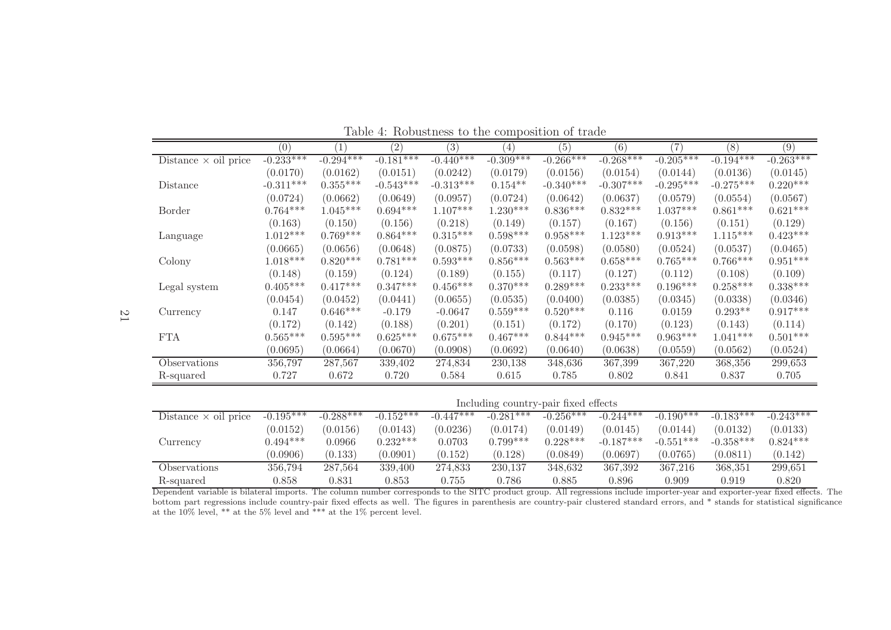Table 4: Robustness to the composition of trade

| | (0) | (1) | (2) | (3) | (4) | (5) | (6) | (7) | (8) | (9) |
|---|---|---|---|---|---|---|---|---|---|---|
| Distance × oil price | -0.233*** | -0.294*** | -0.181*** | -0.440*** | -0.309*** | -0.266*** | -0.268*** | -0.205*** | -0.194*** | -0.263*** |
| | (0.0170) | (0.0162) | (0.0151) | (0.0242) | (0.0179) | (0.0156) | (0.0154) | (0.0144) | (0.0136) | (0.0145) |
| Distance | -0.311*** | 0.355*** | -0.543*** | -0.313*** | 0.154** | -0.340*** | -0.307*** | -0.295*** | -0.275*** | 0.220*** |
| | (0.0724) | (0.0662) | (0.0649) | (0.0957) | (0.0724) | (0.0642) | (0.0637) | (0.0579) | (0.0554) | (0.0567) |
| Border | 0.764*** | 1.045*** | 0.694*** | 1.107*** | 1.230*** | 0.836*** | 0.832*** | 1.037*** | 0.861*** | 0.621*** |
| | (0.163) | (0.150) | (0.156) | (0.218) | (0.149) | (0.157) | (0.167) | (0.156) | (0.151) | (0.129) |
| Language | 1.012*** | 0.769*** | 0.864*** | 0.315*** | 0.598*** | 0.958*** | 1.123*** | 0.913*** | 1.115*** | 0.423*** |
| | (0.0665) | (0.0656) | (0.0648) | (0.0875) | (0.0733) | (0.0598) | (0.0580) | (0.0524) | (0.0537) | (0.0465) |
| Colony | 1.018*** | 0.820*** | 0.781*** | 0.593*** | 0.856*** | 0.563*** | 0.658*** | 0.765*** | 0.766*** | 0.951*** |
| | (0.148) | (0.159) | (0.124) | (0.189) | (0.155) | (0.117) | (0.127) | (0.112) | (0.108) | (0.109) |
| Legal system | 0.405*** | 0.417*** | 0.347*** | 0.456*** | 0.370*** | 0.289*** | 0.233*** | 0.196*** | 0.258*** | 0.338*** |
| | (0.0454) | (0.0452) | (0.0441) | (0.0655) | (0.0535) | (0.0400) | (0.0385) | (0.0345) | (0.0338) | (0.0346) |
| Currency | 0.147 | 0.646*** | -0.179 | -0.0647 | 0.559*** | 0.520*** | 0.116 | 0.0159 | 0.293** | 0.917*** |
| | (0.172) | (0.142) | (0.188) | (0.201) | (0.151) | (0.172) | (0.170) | (0.123) | (0.143) | (0.114) |
| FTA | 0.565*** | 0.595*** | 0.625*** | 0.675*** | 0.467*** | 0.844*** | 0.945*** | 0.963*** | 1.041*** | 0.501*** |
| | (0.0695) | (0.0664) | (0.0670) | (0.0908) | (0.0692) | (0.0640) | (0.0638) | (0.0559) | (0.0562) | (0.0524) |
| Observations | 356,797 | 287,567 | 339,402 | 274,834 | 230,138 | 348,636 | 367,399 | 367,220 | 368,356 | 299,653 |
| R-squared | 0.727 | 0.672 | 0.720 | 0.584 | 0.615 | 0.785 | 0.802 | 0.841 | 0.837 | 0.705 |
| | | | | | Including country-pair fixed effects | | | | | |
| Distance × oil price | -0.195*** | -0.288*** | -0.152*** | -0.447*** | -0.281*** | -0.256*** | -0.244*** | -0.190*** | -0.183*** | -0.243*** |
| | (0.0152) | (0.0156) | (0.0143) | (0.0236) | (0.0174) | (0.0149) | (0.0145) | (0.0144) | (0.0132) | (0.0133) |
| Currency | 0.494*** | 0.0966 | 0.232*** | 0.0703 | 0.799*** | 0.228*** | -0.187*** | -0.551*** | -0.358*** | 0.824*** |
| | (0.0906) | (0.133) | (0.0901) | (0.152) | (0.128) | (0.0849) | (0.0697) | (0.0765) | (0.0811) | (0.142) |
| Observations | 356,794 | 287,564 | 339,400 | 274,833 | 230,137 | 348,632 | 367,392 | 367,216 | 368,351 | 299,651 |
| R-squared | 0.858 | 0.831 | 0.853 | 0.755 | 0.786 | 0.885 | 0.896 | 0.909 | 0.919 | 0.820 |

Dependent variable is bilateral imports. The column number corresponds to the SITC product group. All regressions include importer-year and exporter-year fixed effects. The bottom part regressions include country-pair fixed effects as well. The figures in parenthesis are country-pair clustered standard errors, and * stands for statistical significance at the 10% level, ** at the 5% level and *** at the 1% percent level.